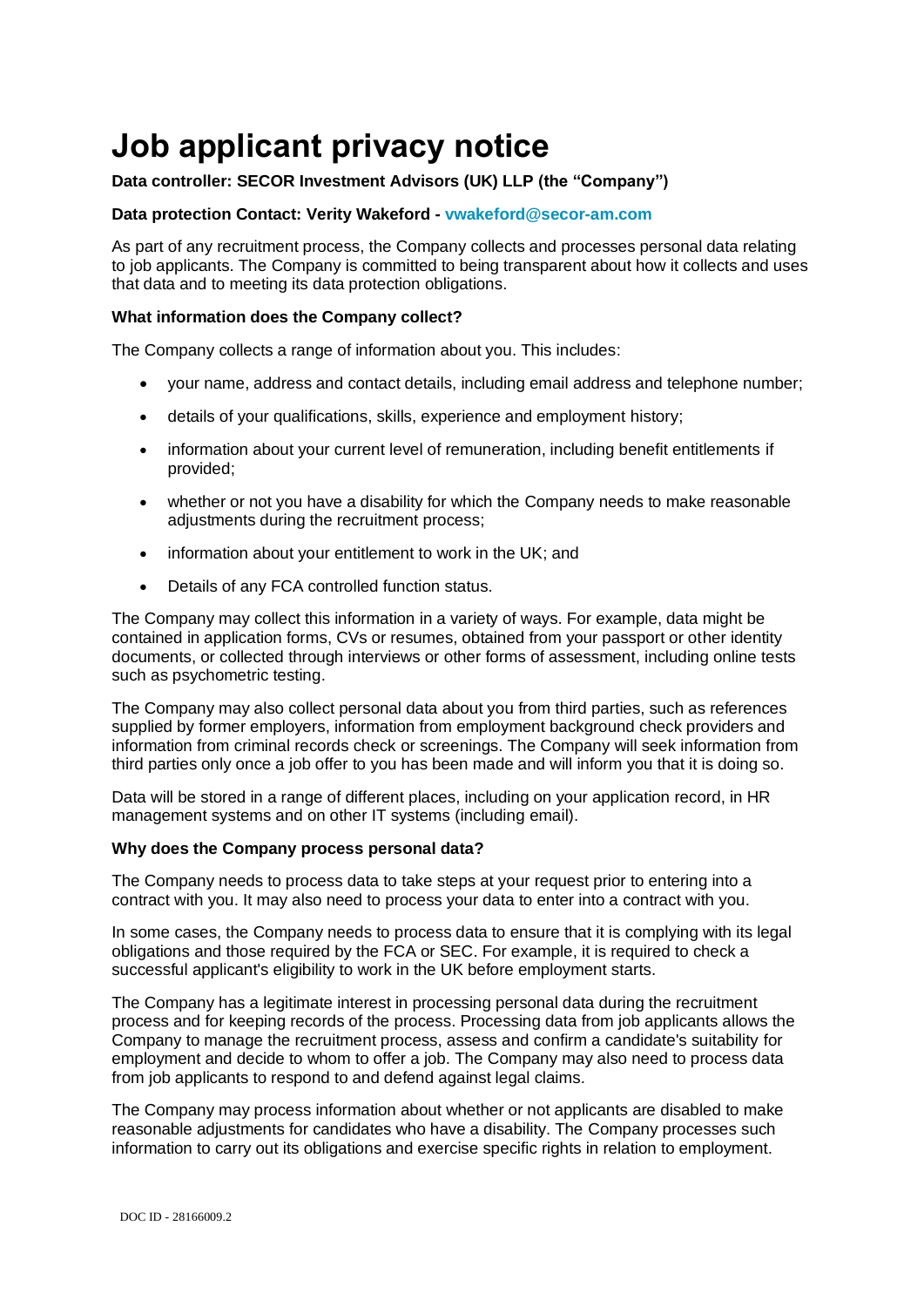# Job applicant privacy notice

**Data controller: SECOR Investment Advisors (UK) LLP (the "Company")**

**Data protection Contact: Verity Wakeford - vwakeford@secor-am.com**

As part of any recruitment process, the Company collects and processes personal data relating to job applicants. The Company is committed to being transparent about how it collects and uses that data and to meeting its data protection obligations.

**What information does the Company collect?**

The Company collects a range of information about you. This includes:

- your name, address and contact details, including email address and telephone number;
- details of your qualifications, skills, experience and employment history;
- information about your current level of remuneration, including benefit entitlements if provided;
- whether or not you have a disability for which the Company needs to make reasonable adjustments during the recruitment process;
- information about your entitlement to work in the UK; and
- Details of any FCA controlled function status.

The Company may collect this information in a variety of ways. For example, data might be contained in application forms, CVs or resumes, obtained from your passport or other identity documents, or collected through interviews or other forms of assessment, including online tests such as psychometric testing.

The Company may also collect personal data about you from third parties, such as references supplied by former employers, information from employment background check providers and information from criminal records check or screenings. The Company will seek information from third parties only once a job offer to you has been made and will inform you that it is doing so.

Data will be stored in a range of different places, including on your application record, in HR management systems and on other IT systems (including email).

**Why does the Company process personal data?**

The Company needs to process data to take steps at your request prior to entering into a contract with you. It may also need to process your data to enter into a contract with you.

In some cases, the Company needs to process data to ensure that it is complying with its legal obligations and those required by the FCA or SEC. For example, it is required to check a successful applicant's eligibility to work in the UK before employment starts.

The Company has a legitimate interest in processing personal data during the recruitment process and for keeping records of the process. Processing data from job applicants allows the Company to manage the recruitment process, assess and confirm a candidate's suitability for employment and decide to whom to offer a job. The Company may also need to process data from job applicants to respond to and defend against legal claims.

The Company may process information about whether or not applicants are disabled to make reasonable adjustments for candidates who have a disability. The Company processes such information to carry out its obligations and exercise specific rights in relation to employment.

DOC ID - 28166009.2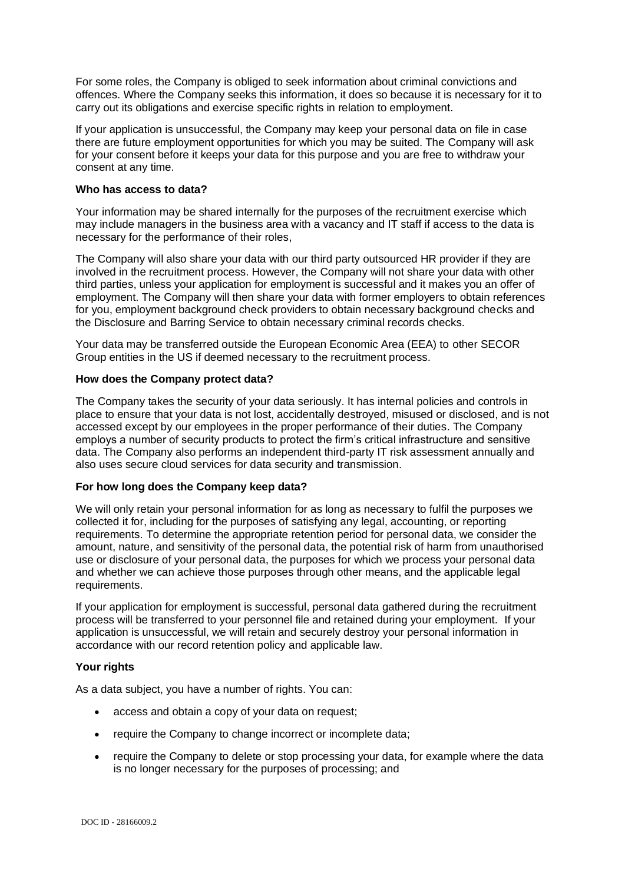For some roles, the Company is obliged to seek information about criminal convictions and offences. Where the Company seeks this information, it does so because it is necessary for it to carry out its obligations and exercise specific rights in relation to employment.

If your application is unsuccessful, the Company may keep your personal data on file in case there are future employment opportunities for which you may be suited. The Company will ask for your consent before it keeps your data for this purpose and you are free to withdraw your consent at any time.

**Who has access to data?**

Your information may be shared internally for the purposes of the recruitment exercise which may include managers in the business area with a vacancy and IT staff if access to the data is necessary for the performance of their roles,

The Company will also share your data with our third party outsourced HR provider if they are involved in the recruitment process. However, the Company will not share your data with other third parties, unless your application for employment is successful and it makes you an offer of employment. The Company will then share your data with former employers to obtain references for you, employment background check providers to obtain necessary background checks and the Disclosure and Barring Service to obtain necessary criminal records checks.

Your data may be transferred outside the European Economic Area (EEA) to other SECOR Group entities in the US if deemed necessary to the recruitment process.

**How does the Company protect data?**

The Company takes the security of your data seriously. It has internal policies and controls in place to ensure that your data is not lost, accidentally destroyed, misused or disclosed, and is not accessed except by our employees in the proper performance of their duties. The Company employs a number of security products to protect the firm's critical infrastructure and sensitive data. The Company also performs an independent third-party IT risk assessment annually and also uses secure cloud services for data security and transmission.

**For how long does the Company keep data?**

We will only retain your personal information for as long as necessary to fulfil the purposes we collected it for, including for the purposes of satisfying any legal, accounting, or reporting requirements. To determine the appropriate retention period for personal data, we consider the amount, nature, and sensitivity of the personal data, the potential risk of harm from unauthorised use or disclosure of your personal data, the purposes for which we process your personal data and whether we can achieve those purposes through other means, and the applicable legal requirements.

If your application for employment is successful, personal data gathered during the recruitment process will be transferred to your personnel file and retained during your employment. If your application is unsuccessful, we will retain and securely destroy your personal information in accordance with our record retention policy and applicable law.

**Your rights**

As a data subject, you have a number of rights. You can:

- access and obtain a copy of your data on request;
- require the Company to change incorrect or incomplete data;
- require the Company to delete or stop processing your data, for example where the data is no longer necessary for the purposes of processing; and

DOC ID - 28166009.2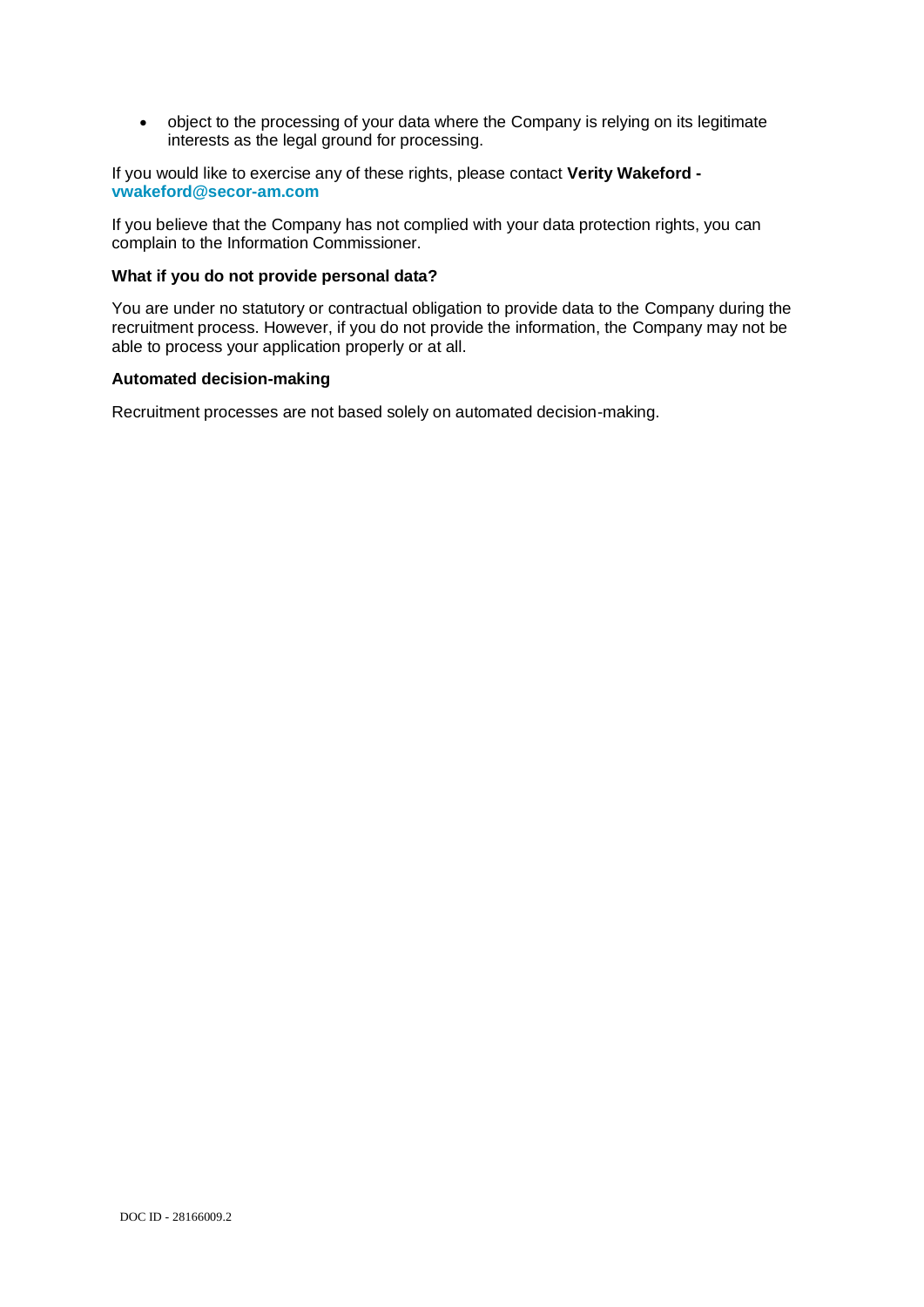- object to the processing of your data where the Company is relying on its legitimate interests as the legal ground for processing.

If you would like to exercise any of these rights, please contact **Verity Wakeford - vwakeford@secor-am.com**

If you believe that the Company has not complied with your data protection rights, you can complain to the Information Commissioner.

**What if you do not provide personal data?**

You are under no statutory or contractual obligation to provide data to the Company during the recruitment process. However, if you do not provide the information, the Company may not be able to process your application properly or at all.

**Automated decision-making**

Recruitment processes are not based solely on automated decision-making.

DOC ID - 28166009.2